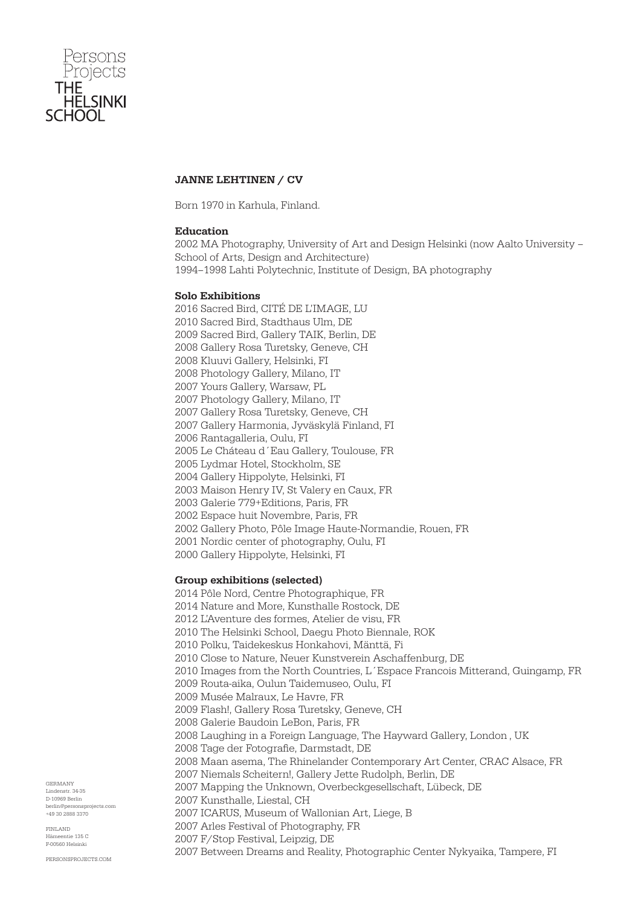Persons Projects
THE HELSINKI SCHOOL

# JANNE LEHTINEN / CV

Born 1970 in Karhula, Finland.

**Education**

2002 MA Photography, University of Art and Design Helsinki (now Aalto University – School of Arts, Design and Architecture)
1994–1998 Lahti Polytechnic, Institute of Design, BA photography

**Solo Exhibitions**

2016 Sacred Bird, CITÉ DE L'IMAGE, LU
2010 Sacred Bird, Stadthaus Ulm, DE
2009 Sacred Bird, Gallery TAIK, Berlin, DE
2008 Gallery Rosa Turetsky, Geneve, CH
2008 Kluuvi Gallery, Helsinki, FI
2008 Photology Gallery, Milano, IT
2007 Yours Gallery, Warsaw, PL
2007 Photology Gallery, Milano, IT
2007 Gallery Rosa Turetsky, Geneve, CH
2007 Gallery Harmonia, Jyväskylä Finland, FI
2006 Rantagalleria, Oulu, FI
2005 Le Cháteau d´Eau Gallery, Toulouse, FR
2005 Lydmar Hotel, Stockholm, SE
2004 Gallery Hippolyte, Helsinki, FI
2003 Maison Henry IV, St Valery en Caux, FR
2003 Galerie 779+Editions, Paris, FR
2002 Espace huit Novembre, Paris, FR
2002 Gallery Photo, Pôle Image Haute-Normandie, Rouen, FR
2001 Nordic center of photography, Oulu, FI
2000 Gallery Hippolyte, Helsinki, FI

**Group exhibitions (selected)**

2014 Pôle Nord, Centre Photographique, FR
2014 Nature and More, Kunsthalle Rostock, DE
2012 L'Aventure des formes, Atelier de visu, FR
2010 The Helsinki School, Daegu Photo Biennale, ROK
2010 Polku, Taidekeskus Honkahovi, Mänttä, Fi
2010 Close to Nature, Neuer Kunstverein Aschaffenburg, DE
2010 Images from the North Countries, L´Espace Francois Mitterand, Guingamp, FR
2009 Routa-aika, Oulun Taidemuseo, Oulu, FI
2009 Musée Malraux, Le Havre, FR
2009 Flash!, Gallery Rosa Turetsky, Geneve, CH
2008 Galerie Baudoin LeBon, Paris, FR
2008 Laughing in a Foreign Language, The Hayward Gallery, London , UK
2008 Tage der Fotografie, Darmstadt, DE
2008 Maan asema, The Rhinelander Contemporary Art Center, CRAC Alsace, FR
2007 Niemals Scheitern!, Gallery Jette Rudolph, Berlin, DE
2007 Mapping the Unknown, Overbeckgesellschaft, Lübeck, DE
2007 Kunsthalle, Liestal, CH
2007 ICARUS, Museum of Wallonian Art, Liege, B
2007 Arles Festival of Photography, FR
2007 F/Stop Festival, Leipzig, DE
2007 Between Dreams and Reality, Photographic Center Nykyaika, Tampere, FI

GERMANY
Lindenstr. 34-35
D-10969 Berlin
berlin@personsprojects.com
+49 30 2888 3370

FINLAND
Hämeentie 135 C
F-00560 Helsinki

PERSONSPROJECTS.COM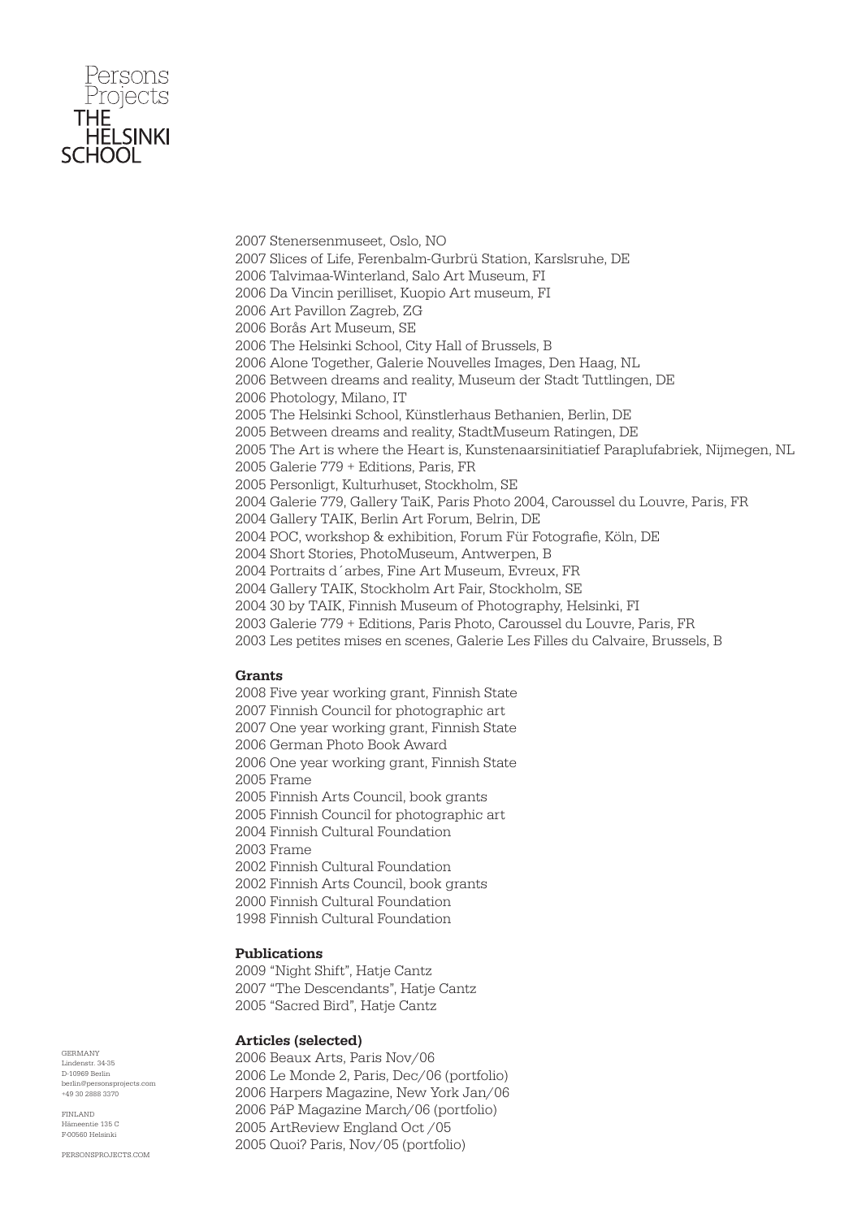2007 Stenersenmuseet, Oslo, NO
2007 Slices of Life, Ferenbalm-Gurbrü Station, Karslsruhe, DE
2006 Talvimaa-Winterland, Salo Art Museum, FI
2006 Da Vincin perilliset, Kuopio Art museum, FI
2006 Art Pavillon Zagreb, ZG
2006 Borås Art Museum, SE
2006 The Helsinki School, City Hall of Brussels, B
2006 Alone Together, Galerie Nouvelles Images, Den Haag, NL
2006 Between dreams and reality, Museum der Stadt Tuttlingen, DE
2006 Photology, Milano, IT
2005 The Helsinki School, Künstlerhaus Bethanien, Berlin, DE
2005 Between dreams and reality, StadtMuseum Ratingen, DE
2005 The Art is where the Heart is, Kunstenaarsinitiatief Paraplufabriek, Nijmegen, NL
2005 Galerie 779 + Editions, Paris, FR
2005 Personligt, Kulturhuset, Stockholm, SE
2004 Galerie 779, Gallery TaiK, Paris Photo 2004, Caroussel du Louvre, Paris, FR
2004 Gallery TAIK, Berlin Art Forum, Belrin, DE
2004 POC, workshop & exhibition, Forum Für Fotografie, Köln, DE
2004 Short Stories, PhotoMuseum, Antwerpen, B
2004 Portraits d´arbes, Fine Art Museum, Evreux, FR
2004 Gallery TAIK, Stockholm Art Fair, Stockholm, SE
2004 30 by TAIK, Finnish Museum of Photography, Helsinki, FI
2003 Galerie 779 + Editions, Paris Photo, Caroussel du Louvre, Paris, FR
2003 Les petites mises en scenes, Galerie Les Filles du Calvaire, Brussels, B

**Grants**

2008 Five year working grant, Finnish State
2007 Finnish Council for photographic art
2007 One year working grant, Finnish State
2006 German Photo Book Award
2006 One year working grant, Finnish State
2005 Frame
2005 Finnish Arts Council, book grants
2005 Finnish Council for photographic art
2004 Finnish Cultural Foundation
2003 Frame
2002 Finnish Cultural Foundation
2002 Finnish Arts Council, book grants
2000 Finnish Cultural Foundation
1998 Finnish Cultural Foundation

**Publications**

2009 "Night Shift", Hatje Cantz
2007 "The Descendants", Hatje Cantz
2005 "Sacred Bird", Hatje Cantz

**Articles (selected)**

2006 Beaux Arts, Paris Nov/06
2006 Le Monde 2, Paris, Dec/06 (portfolio)
2006 Harpers Magazine, New York Jan/06
2006 PáP Magazine March/06 (portfolio)
2005 ArtReview England Oct /05
2005 Quoi? Paris, Nov/05 (portfolio)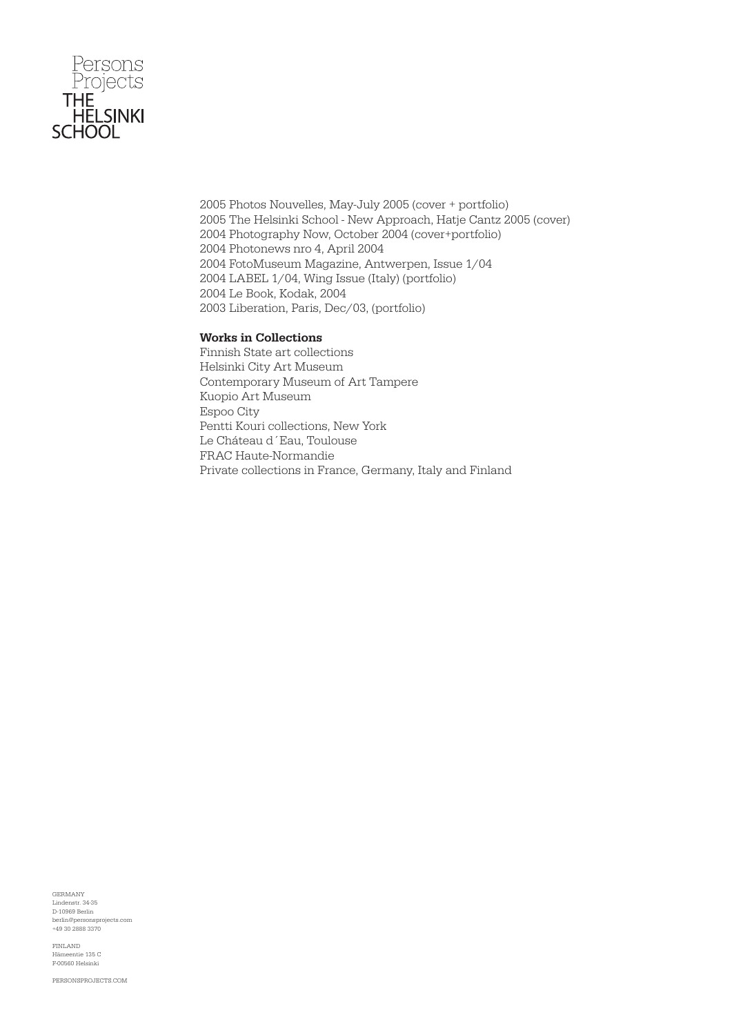2005 Photos Nouvelles, May-July 2005 (cover + portfolio)
2005 The Helsinki School - New Approach, Hatje Cantz 2005 (cover)
2004 Photography Now, October 2004 (cover+portfolio)
2004 Photonews nro 4, April 2004
2004 FotoMuseum Magazine, Antwerpen, Issue 1/04
2004 LABEL 1/04, Wing Issue (Italy) (portfolio)
2004 Le Book, Kodak, 2004
2003 Liberation, Paris, Dec/03, (portfolio)

**Works in Collections**

Finnish State art collections
Helsinki City Art Museum
Contemporary Museum of Art Tampere
Kuopio Art Museum
Espoo City
Pentti Kouri collections, New York
Le Cháteau d´Eau, Toulouse
FRAC Haute-Normandie
Private collections in France, Germany, Italy and Finland